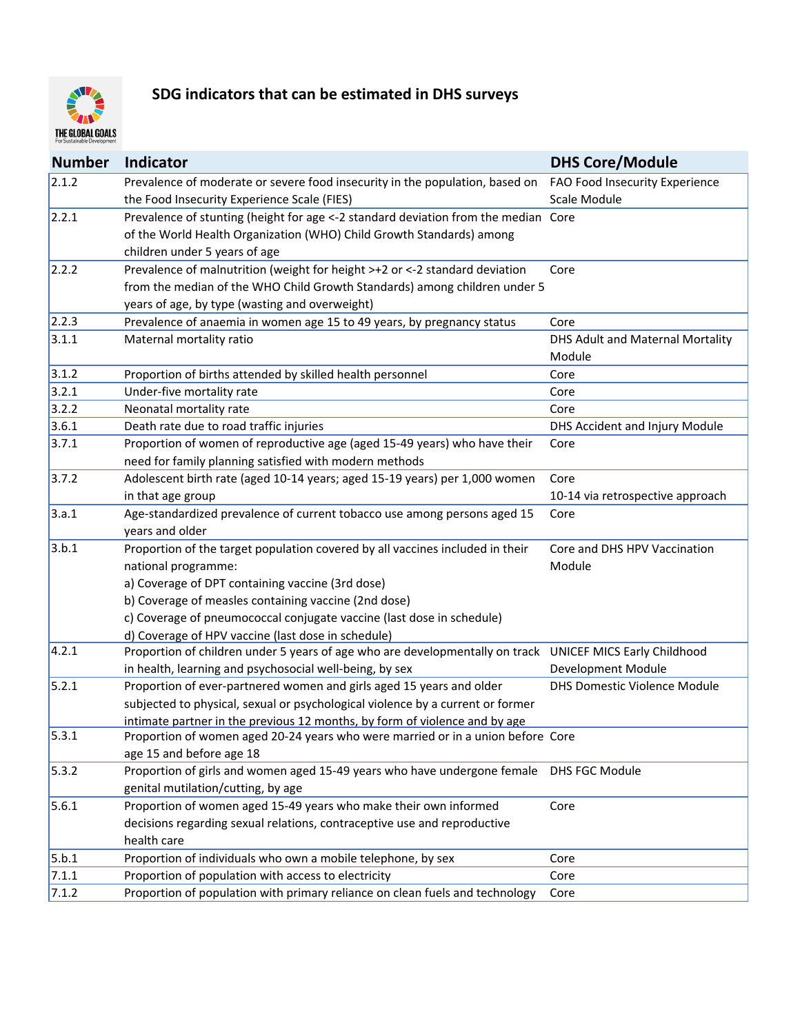# SDG indicators that can be estimated in DHS surveys

| Number | Indicator | DHS Core/Module |
|---|---|---|
| 2.1.2 | Prevalence of moderate or severe food insecurity in the population, based on the Food Insecurity Experience Scale (FIES) | FAO Food Insecurity Experience Scale Module |
| 2.2.1 | Prevalence of stunting (height for age <-2 standard deviation from the median of the World Health Organization (WHO) Child Growth Standards) among children under 5 years of age | Core |
| 2.2.2 | Prevalence of malnutrition (weight for height >+2 or <-2 standard deviation from the median of the WHO Child Growth Standards) among children under 5 years of age, by type (wasting and overweight) | Core |
| 2.2.3 | Prevalence of anaemia in women age 15 to 49 years, by pregnancy status | Core |
| 3.1.1 | Maternal mortality ratio | DHS Adult and Maternal Mortality Module |
| 3.1.2 | Proportion of births attended by skilled health personnel | Core |
| 3.2.1 | Under-five mortality rate | Core |
| 3.2.2 | Neonatal mortality rate | Core |
| 3.6.1 | Death rate due to road traffic injuries | DHS Accident and Injury Module |
| 3.7.1 | Proportion of women of reproductive age (aged 15-49 years) who have their need for family planning satisfied with modern methods | Core |
| 3.7.2 | Adolescent birth rate (aged 10-14 years; aged 15-19 years) per 1,000 women in that age group | Core<br>10-14 via retrospective approach |
| 3.a.1 | Age-standardized prevalence of current tobacco use among persons aged 15 years and older | Core |
| 3.b.1 | Proportion of the target population covered by all vaccines included in their national programme:<br>a) Coverage of DPT containing vaccine (3rd dose)<br>b) Coverage of measles containing vaccine (2nd dose)<br>c) Coverage of pneumococcal conjugate vaccine (last dose in schedule)<br>d) Coverage of HPV vaccine (last dose in schedule) | Core and DHS HPV Vaccination Module |
| 4.2.1 | Proportion of children under 5 years of age who are developmentally on track in health, learning and psychosocial well-being, by sex | UNICEF MICS Early Childhood Development Module |
| 5.2.1 | Proportion of ever-partnered women and girls aged 15 years and older subjected to physical, sexual or psychological violence by a current or former intimate partner in the previous 12 months, by form of violence and by age | DHS Domestic Violence Module |
| 5.3.1 | Proportion of women aged 20-24 years who were married or in a union before age 15 and before age 18 | Core |
| 5.3.2 | Proportion of girls and women aged 15-49 years who have undergone female genital mutilation/cutting, by age | DHS FGC Module |
| 5.6.1 | Proportion of women aged 15-49 years who make their own informed decisions regarding sexual relations, contraceptive use and reproductive health care | Core |
| 5.b.1 | Proportion of individuals who own a mobile telephone, by sex | Core |
| 7.1.1 | Proportion of population with access to electricity | Core |
| 7.1.2 | Proportion of population with primary reliance on clean fuels and technology | Core |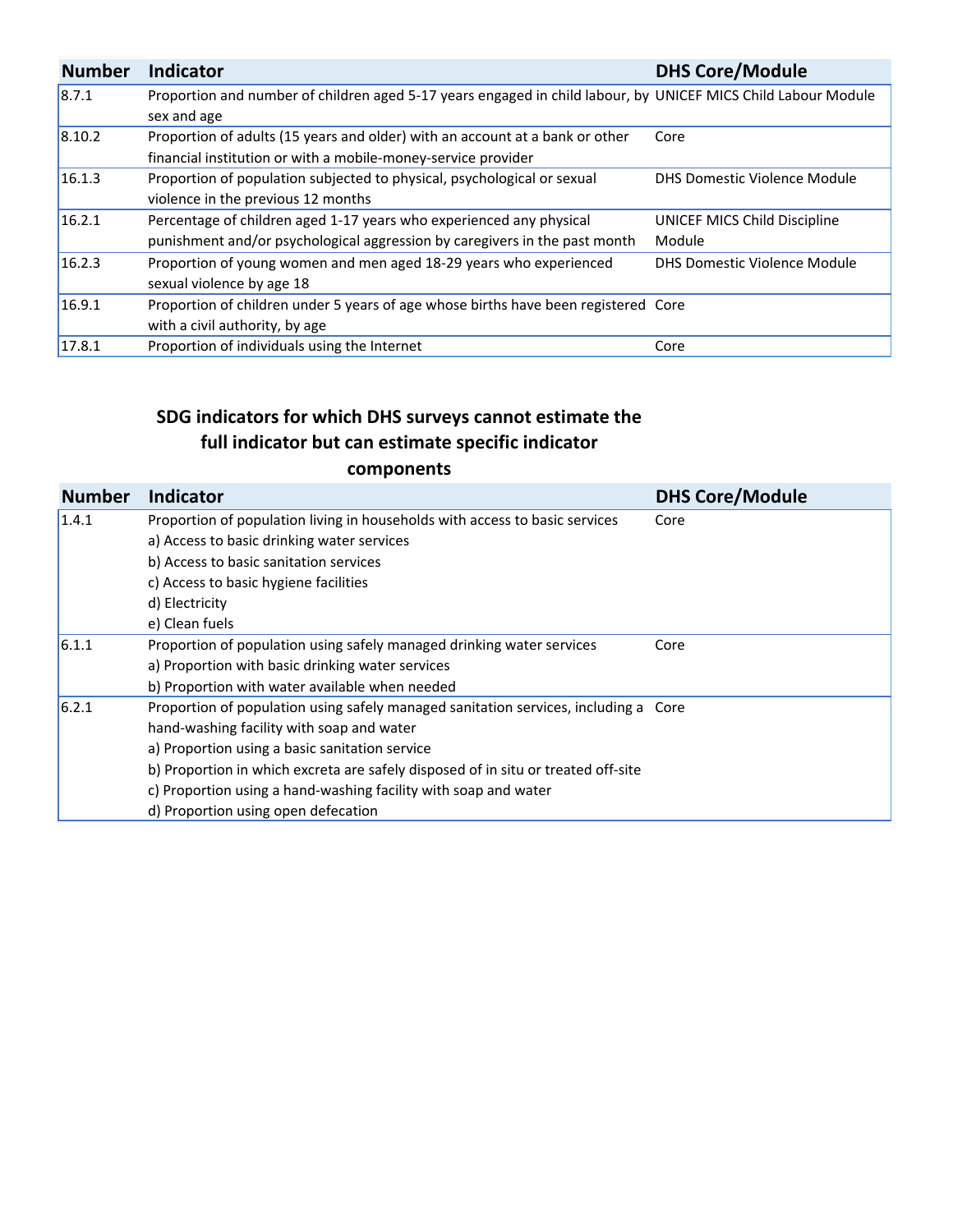| Number | Indicator | DHS Core/Module |
|---|---|---|
| 8.7.1 | Proportion and number of children aged 5-17 years engaged in child labour, by sex and age | UNICEF MICS Child Labour Module |
| 8.10.2 | Proportion of adults (15 years and older) with an account at a bank or other financial institution or with a mobile-money-service provider | Core |
| 16.1.3 | Proportion of population subjected to physical, psychological or sexual violence in the previous 12 months | DHS Domestic Violence Module |
| 16.2.1 | Percentage of children aged 1-17 years who experienced any physical punishment and/or psychological aggression by caregivers in the past month | UNICEF MICS Child Discipline Module |
| 16.2.3 | Proportion of young women and men aged 18-29 years who experienced sexual violence by age 18 | DHS Domestic Violence Module |
| 16.9.1 | Proportion of children under 5 years of age whose births have been registered with a civil authority, by age | Core |
| 17.8.1 | Proportion of individuals using the Internet | Core |

## SDG indicators for which DHS surveys cannot estimate the full indicator but can estimate specific indicator components

| Number | Indicator | DHS Core/Module |
|---|---|---|
| 1.4.1 | Proportion of population living in households with access to basic services<br>a) Access to basic drinking water services<br>b) Access to basic sanitation services<br>c) Access to basic hygiene facilities<br>d) Electricity<br>e) Clean fuels | Core |
| 6.1.1 | Proportion of population using safely managed drinking water services<br>a) Proportion with basic drinking water services<br>b) Proportion with water available when needed | Core |
| 6.2.1 | Proportion of population using safely managed sanitation services, including a hand-washing facility with soap and water<br>a) Proportion using a basic sanitation service<br>b) Proportion in which excreta are safely disposed of in situ or treated off-site<br>c) Proportion using a hand-washing facility with soap and water<br>d) Proportion using open defecation | Core |